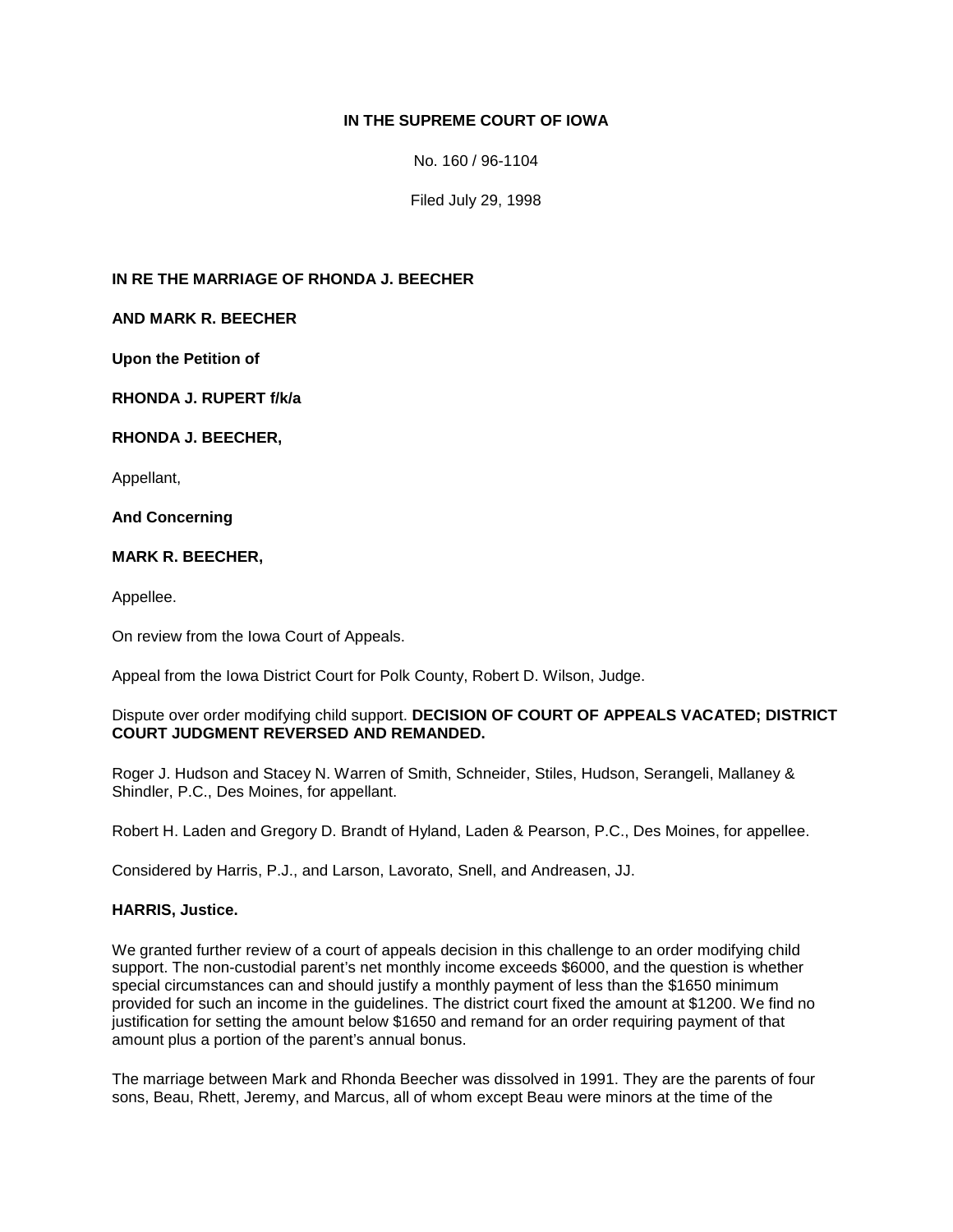**IN THE SUPREME COURT OF IOWA**

No. 160 / 96-1104

Filed July 29, 1998

**IN RE THE MARRIAGE OF RHONDA J. BEECHER**

**AND MARK R. BEECHER**

**Upon the Petition of**

**RHONDA J. RUPERT f/k/a**

**RHONDA J. BEECHER,**

Appellant,

**And Concerning**

**MARK R. BEECHER,**

Appellee.

On review from the Iowa Court of Appeals.

Appeal from the Iowa District Court for Polk County, Robert D. Wilson, Judge.

Dispute over order modifying child support. **DECISION OF COURT OF APPEALS VACATED; DISTRICT COURT JUDGMENT REVERSED AND REMANDED.**

Roger J. Hudson and Stacey N. Warren of Smith, Schneider, Stiles, Hudson, Serangeli, Mallaney & Shindler, P.C., Des Moines, for appellant.

Robert H. Laden and Gregory D. Brandt of Hyland, Laden & Pearson, P.C., Des Moines, for appellee.

Considered by Harris, P.J., and Larson, Lavorato, Snell, and Andreasen, JJ.

**HARRIS, Justice.**

We granted further review of a court of appeals decision in this challenge to an order modifying child support. The non-custodial parent's net monthly income exceeds $6000, and the question is whether special circumstances can and should justify a monthly payment of less than the $1650 minimum provided for such an income in the guidelines. The district court fixed the amount at $1200. We find no justification for setting the amount below $1650 and remand for an order requiring payment of that amount plus a portion of the parent's annual bonus.

The marriage between Mark and Rhonda Beecher was dissolved in 1991. They are the parents of four sons, Beau, Rhett, Jeremy, and Marcus, all of whom except Beau were minors at the time of the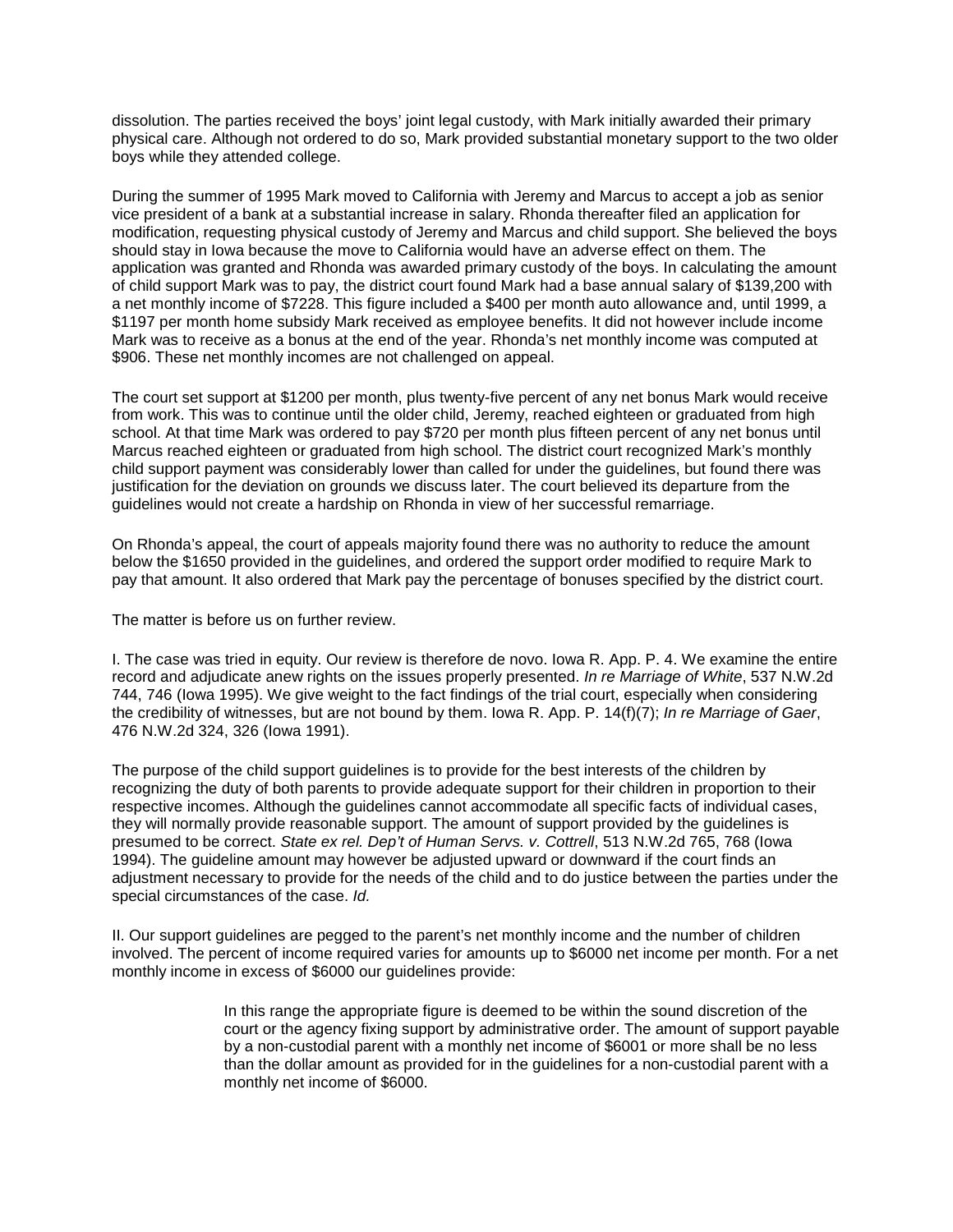dissolution. The parties received the boys' joint legal custody, with Mark initially awarded their primary physical care. Although not ordered to do so, Mark provided substantial monetary support to the two older boys while they attended college.

During the summer of 1995 Mark moved to California with Jeremy and Marcus to accept a job as senior vice president of a bank at a substantial increase in salary. Rhonda thereafter filed an application for modification, requesting physical custody of Jeremy and Marcus and child support. She believed the boys should stay in Iowa because the move to California would have an adverse effect on them. The application was granted and Rhonda was awarded primary custody of the boys. In calculating the amount of child support Mark was to pay, the district court found Mark had a base annual salary of $139,200 with a net monthly income of $7228. This figure included a $400 per month auto allowance and, until 1999, a $1197 per month home subsidy Mark received as employee benefits. It did not however include income Mark was to receive as a bonus at the end of the year. Rhonda's net monthly income was computed at $906. These net monthly incomes are not challenged on appeal.

The court set support at $1200 per month, plus twenty-five percent of any net bonus Mark would receive from work. This was to continue until the older child, Jeremy, reached eighteen or graduated from high school. At that time Mark was ordered to pay $720 per month plus fifteen percent of any net bonus until Marcus reached eighteen or graduated from high school. The district court recognized Mark's monthly child support payment was considerably lower than called for under the guidelines, but found there was justification for the deviation on grounds we discuss later. The court believed its departure from the guidelines would not create a hardship on Rhonda in view of her successful remarriage.

On Rhonda's appeal, the court of appeals majority found there was no authority to reduce the amount below the $1650 provided in the guidelines, and ordered the support order modified to require Mark to pay that amount. It also ordered that Mark pay the percentage of bonuses specified by the district court.

The matter is before us on further review.

I. The case was tried in equity. Our review is therefore de novo. Iowa R. App. P. 4. We examine the entire record and adjudicate anew rights on the issues properly presented. *In re Marriage of White*, 537 N.W.2d 744, 746 (Iowa 1995). We give weight to the fact findings of the trial court, especially when considering the credibility of witnesses, but are not bound by them. Iowa R. App. P. 14(f)(7); *In re Marriage of Gaer*, 476 N.W.2d 324, 326 (Iowa 1991).

The purpose of the child support guidelines is to provide for the best interests of the children by recognizing the duty of both parents to provide adequate support for their children in proportion to their respective incomes. Although the guidelines cannot accommodate all specific facts of individual cases, they will normally provide reasonable support. The amount of support provided by the guidelines is presumed to be correct. *State ex rel. Dep't of Human Servs. v. Cottrell*, 513 N.W.2d 765, 768 (Iowa 1994). The guideline amount may however be adjusted upward or downward if the court finds an adjustment necessary to provide for the needs of the child and to do justice between the parties under the special circumstances of the case. *Id.*

II. Our support guidelines are pegged to the parent's net monthly income and the number of children involved. The percent of income required varies for amounts up to $6000 net income per month. For a net monthly income in excess of $6000 our guidelines provide:

> In this range the appropriate figure is deemed to be within the sound discretion of the court or the agency fixing support by administrative order. The amount of support payable by a non-custodial parent with a monthly net income of $6001 or more shall be no less than the dollar amount as provided for in the guidelines for a non-custodial parent with a monthly net income of $6000.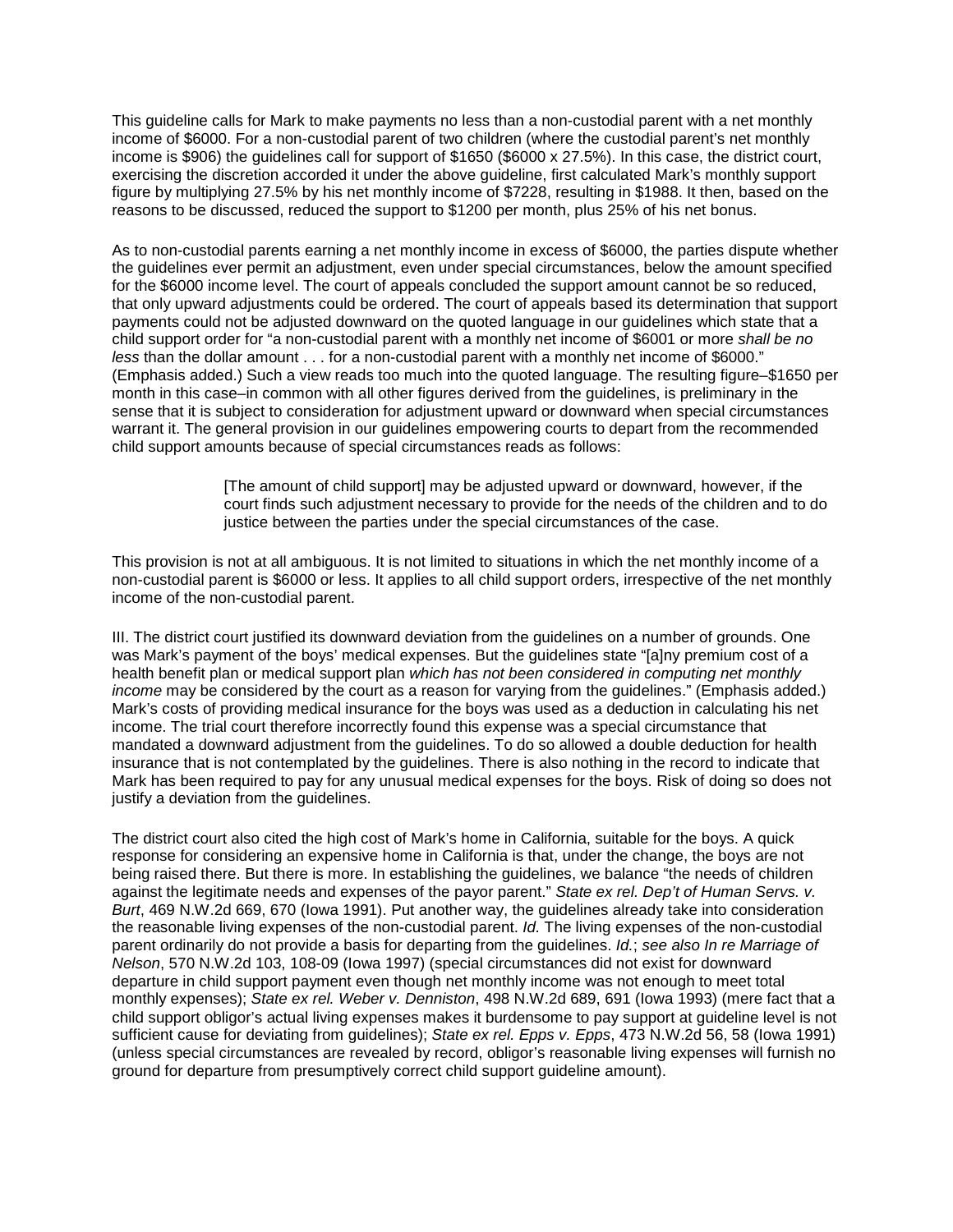This guideline calls for Mark to make payments no less than a non-custodial parent with a net monthly income of $6000. For a non-custodial parent of two children (where the custodial parent's net monthly income is $906) the guidelines call for support of $1650 ($6000 x 27.5%). In this case, the district court, exercising the discretion accorded it under the above guideline, first calculated Mark's monthly support figure by multiplying 27.5% by his net monthly income of $7228, resulting in $1988. It then, based on the reasons to be discussed, reduced the support to $1200 per month, plus 25% of his net bonus.

As to non-custodial parents earning a net monthly income in excess of $6000, the parties dispute whether the guidelines ever permit an adjustment, even under special circumstances, below the amount specified for the $6000 income level. The court of appeals concluded the support amount cannot be so reduced, that only upward adjustments could be ordered. The court of appeals based its determination that support payments could not be adjusted downward on the quoted language in our guidelines which state that a child support order for "a non-custodial parent with a monthly net income of $6001 or more *shall be no less* than the dollar amount . . . for a non-custodial parent with a monthly net income of $6000." (Emphasis added.) Such a view reads too much into the quoted language. The resulting figure–$1650 per month in this case–in common with all other figures derived from the guidelines, is preliminary in the sense that it is subject to consideration for adjustment upward or downward when special circumstances warrant it. The general provision in our guidelines empowering courts to depart from the recommended child support amounts because of special circumstances reads as follows:

> [The amount of child support] may be adjusted upward or downward, however, if the court finds such adjustment necessary to provide for the needs of the children and to do justice between the parties under the special circumstances of the case.

This provision is not at all ambiguous. It is not limited to situations in which the net monthly income of a non-custodial parent is $6000 or less. It applies to all child support orders, irrespective of the net monthly income of the non-custodial parent.

III. The district court justified its downward deviation from the guidelines on a number of grounds. One was Mark's payment of the boys' medical expenses. But the guidelines state "[a]ny premium cost of a health benefit plan or medical support plan *which has not been considered in computing net monthly income* may be considered by the court as a reason for varying from the guidelines." (Emphasis added.) Mark's costs of providing medical insurance for the boys was used as a deduction in calculating his net income. The trial court therefore incorrectly found this expense was a special circumstance that mandated a downward adjustment from the guidelines. To do so allowed a double deduction for health insurance that is not contemplated by the guidelines. There is also nothing in the record to indicate that Mark has been required to pay for any unusual medical expenses for the boys. Risk of doing so does not justify a deviation from the guidelines.

The district court also cited the high cost of Mark's home in California, suitable for the boys. A quick response for considering an expensive home in California is that, under the change, the boys are not being raised there. But there is more. In establishing the guidelines, we balance "the needs of children against the legitimate needs and expenses of the payor parent." *State ex rel. Dep't of Human Servs. v. Burt*, 469 N.W.2d 669, 670 (Iowa 1991). Put another way, the guidelines already take into consideration the reasonable living expenses of the non-custodial parent. *Id.* The living expenses of the non-custodial parent ordinarily do not provide a basis for departing from the guidelines. *Id.*; *see also In re Marriage of Nelson*, 570 N.W.2d 103, 108-09 (Iowa 1997) (special circumstances did not exist for downward departure in child support payment even though net monthly income was not enough to meet total monthly expenses); *State ex rel. Weber v. Denniston*, 498 N.W.2d 689, 691 (Iowa 1993) (mere fact that a child support obligor's actual living expenses makes it burdensome to pay support at guideline level is not sufficient cause for deviating from guidelines); *State ex rel. Epps v. Epps*, 473 N.W.2d 56, 58 (Iowa 1991) (unless special circumstances are revealed by record, obligor's reasonable living expenses will furnish no ground for departure from presumptively correct child support guideline amount).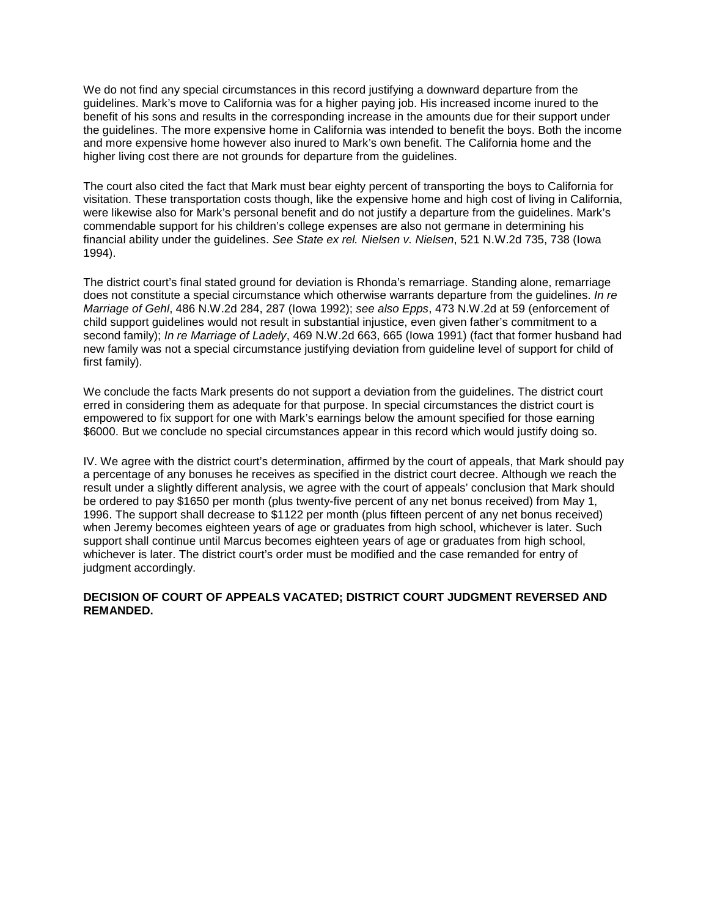We do not find any special circumstances in this record justifying a downward departure from the guidelines. Mark's move to California was for a higher paying job. His increased income inured to the benefit of his sons and results in the corresponding increase in the amounts due for their support under the guidelines. The more expensive home in California was intended to benefit the boys. Both the income and more expensive home however also inured to Mark's own benefit. The California home and the higher living cost there are not grounds for departure from the guidelines.

The court also cited the fact that Mark must bear eighty percent of transporting the boys to California for visitation. These transportation costs though, like the expensive home and high cost of living in California, were likewise also for Mark's personal benefit and do not justify a departure from the guidelines. Mark's commendable support for his children's college expenses are also not germane in determining his financial ability under the guidelines. *See State ex rel. Nielsen v. Nielsen*, 521 N.W.2d 735, 738 (Iowa 1994).

The district court's final stated ground for deviation is Rhonda's remarriage. Standing alone, remarriage does not constitute a special circumstance which otherwise warrants departure from the guidelines. *In re Marriage of Gehl*, 486 N.W.2d 284, 287 (Iowa 1992); *see also Epps*, 473 N.W.2d at 59 (enforcement of child support guidelines would not result in substantial injustice, even given father's commitment to a second family); *In re Marriage of Ladely*, 469 N.W.2d 663, 665 (Iowa 1991) (fact that former husband had new family was not a special circumstance justifying deviation from guideline level of support for child of first family).

We conclude the facts Mark presents do not support a deviation from the guidelines. The district court erred in considering them as adequate for that purpose. In special circumstances the district court is empowered to fix support for one with Mark's earnings below the amount specified for those earning $6000. But we conclude no special circumstances appear in this record which would justify doing so.

IV. We agree with the district court's determination, affirmed by the court of appeals, that Mark should pay a percentage of any bonuses he receives as specified in the district court decree. Although we reach the result under a slightly different analysis, we agree with the court of appeals' conclusion that Mark should be ordered to pay $1650 per month (plus twenty-five percent of any net bonus received) from May 1, 1996. The support shall decrease to $1122 per month (plus fifteen percent of any net bonus received) when Jeremy becomes eighteen years of age or graduates from high school, whichever is later. Such support shall continue until Marcus becomes eighteen years of age or graduates from high school, whichever is later. The district court's order must be modified and the case remanded for entry of judgment accordingly.

**DECISION OF COURT OF APPEALS VACATED; DISTRICT COURT JUDGMENT REVERSED AND REMANDED.**